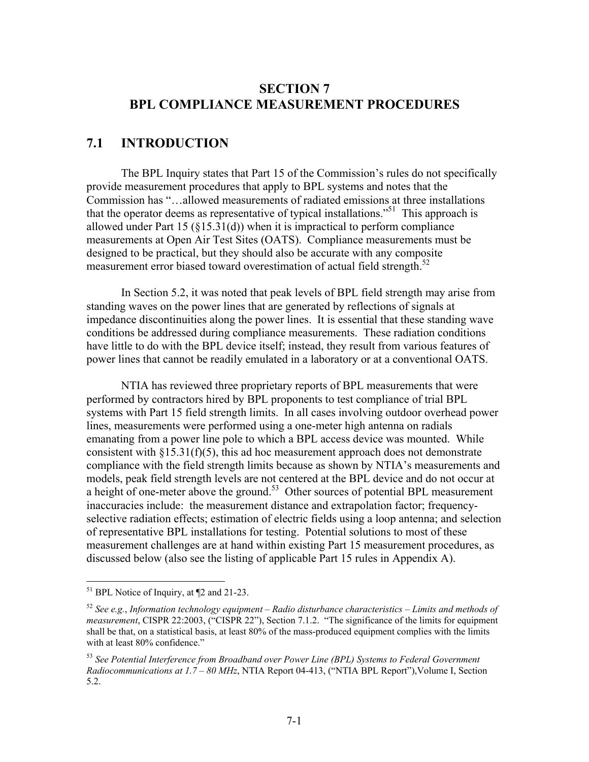# SECTION 7
# BPL COMPLIANCE MEASUREMENT PROCEDURES

## 7.1 INTRODUCTION

The BPL Inquiry states that Part 15 of the Commission's rules do not specifically provide measurement procedures that apply to BPL systems and notes that the Commission has "…allowed measurements of radiated emissions at three installations that the operator deems as representative of typical installations."[51] This approach is allowed under Part 15 (§15.31(d)) when it is impractical to perform compliance measurements at Open Air Test Sites (OATS). Compliance measurements must be designed to be practical, but they should also be accurate with any composite measurement error biased toward overestimation of actual field strength.[52]

In Section 5.2, it was noted that peak levels of BPL field strength may arise from standing waves on the power lines that are generated by reflections of signals at impedance discontinuities along the power lines. It is essential that these standing wave conditions be addressed during compliance measurements. These radiation conditions have little to do with the BPL device itself; instead, they result from various features of power lines that cannot be readily emulated in a laboratory or at a conventional OATS.

NTIA has reviewed three proprietary reports of BPL measurements that were performed by contractors hired by BPL proponents to test compliance of trial BPL systems with Part 15 field strength limits. In all cases involving outdoor overhead power lines, measurements were performed using a one-meter high antenna on radials emanating from a power line pole to which a BPL access device was mounted. While consistent with §15.31(f)(5), this ad hoc measurement approach does not demonstrate compliance with the field strength limits because as shown by NTIA's measurements and models, peak field strength levels are not centered at the BPL device and do not occur at a height of one-meter above the ground.[53] Other sources of potential BPL measurement inaccuracies include: the measurement distance and extrapolation factor; frequency-selective radiation effects; estimation of electric fields using a loop antenna; and selection of representative BPL installations for testing. Potential solutions to most of these measurement challenges are at hand within existing Part 15 measurement procedures, as discussed below (also see the listing of applicable Part 15 rules in Appendix A).

---

[51] BPL Notice of Inquiry, at ¶2 and 21-23.

[52] *See e.g.*, *Information technology equipment – Radio disturbance characteristics – Limits and methods of measurement*, CISPR 22:2003, ("CISPR 22"), Section 7.1.2. "The significance of the limits for equipment shall be that, on a statistical basis, at least 80% of the mass-produced equipment complies with the limits with at least 80% confidence."

[53] *See Potential Interference from Broadband over Power Line (BPL) Systems to Federal Government Radiocommunications at 1.7 – 80 MHz*, NTIA Report 04-413, ("NTIA BPL Report"),Volume I, Section 5.2.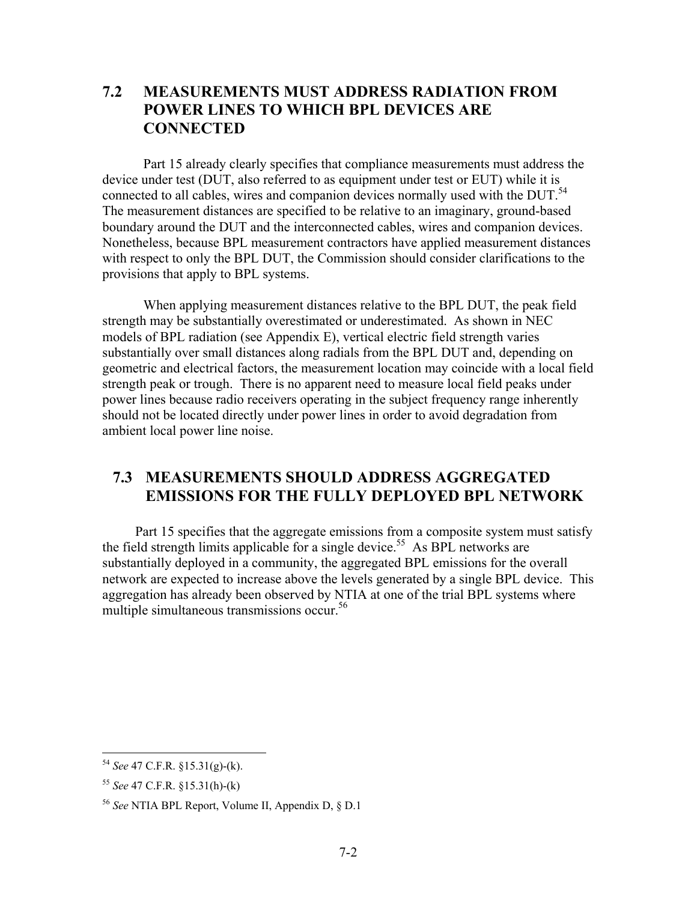## 7.2 MEASUREMENTS MUST ADDRESS RADIATION FROM POWER LINES TO WHICH BPL DEVICES ARE CONNECTED

Part 15 already clearly specifies that compliance measurements must address the device under test (DUT, also referred to as equipment under test or EUT) while it is connected to all cables, wires and companion devices normally used with the DUT.[54] The measurement distances are specified to be relative to an imaginary, ground-based boundary around the DUT and the interconnected cables, wires and companion devices. Nonetheless, because BPL measurement contractors have applied measurement distances with respect to only the BPL DUT, the Commission should consider clarifications to the provisions that apply to BPL systems.

When applying measurement distances relative to the BPL DUT, the peak field strength may be substantially overestimated or underestimated. As shown in NEC models of BPL radiation (see Appendix E), vertical electric field strength varies substantially over small distances along radials from the BPL DUT and, depending on geometric and electrical factors, the measurement location may coincide with a local field strength peak or trough. There is no apparent need to measure local field peaks under power lines because radio receivers operating in the subject frequency range inherently should not be located directly under power lines in order to avoid degradation from ambient local power line noise.

## 7.3 MEASUREMENTS SHOULD ADDRESS AGGREGATED EMISSIONS FOR THE FULLY DEPLOYED BPL NETWORK

Part 15 specifies that the aggregate emissions from a composite system must satisfy the field strength limits applicable for a single device.[55] As BPL networks are substantially deployed in a community, the aggregated BPL emissions for the overall network are expected to increase above the levels generated by a single BPL device. This aggregation has already been observed by NTIA at one of the trial BPL systems where multiple simultaneous transmissions occur.[56]

---

[54] *See* 47 C.F.R. §15.31(g)-(k).

[55] *See* 47 C.F.R. §15.31(h)-(k)

[56] *See* NTIA BPL Report, Volume II, Appendix D, § D.1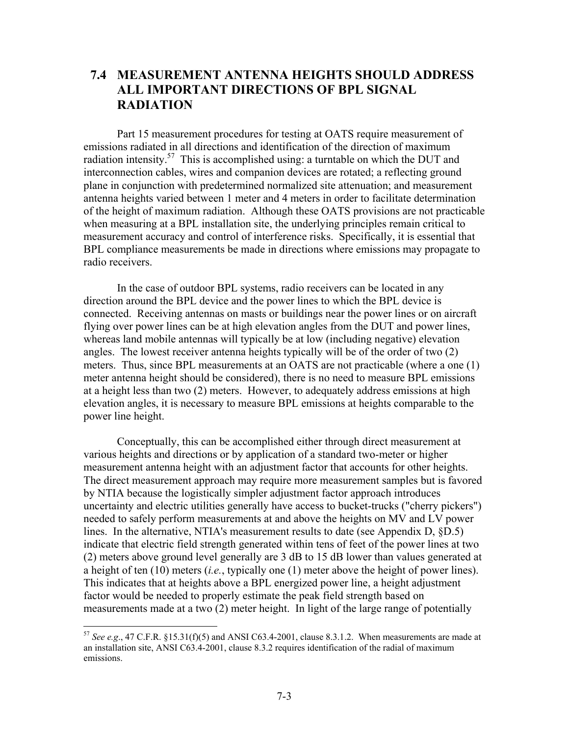## 7.4 MEASUREMENT ANTENNA HEIGHTS SHOULD ADDRESS ALL IMPORTANT DIRECTIONS OF BPL SIGNAL RADIATION

Part 15 measurement procedures for testing at OATS require measurement of emissions radiated in all directions and identification of the direction of maximum radiation intensity.[57] This is accomplished using: a turntable on which the DUT and interconnection cables, wires and companion devices are rotated; a reflecting ground plane in conjunction with predetermined normalized site attenuation; and measurement antenna heights varied between 1 meter and 4 meters in order to facilitate determination of the height of maximum radiation. Although these OATS provisions are not practicable when measuring at a BPL installation site, the underlying principles remain critical to measurement accuracy and control of interference risks. Specifically, it is essential that BPL compliance measurements be made in directions where emissions may propagate to radio receivers.

In the case of outdoor BPL systems, radio receivers can be located in any direction around the BPL device and the power lines to which the BPL device is connected. Receiving antennas on masts or buildings near the power lines or on aircraft flying over power lines can be at high elevation angles from the DUT and power lines, whereas land mobile antennas will typically be at low (including negative) elevation angles. The lowest receiver antenna heights typically will be of the order of two (2) meters. Thus, since BPL measurements at an OATS are not practicable (where a one (1) meter antenna height should be considered), there is no need to measure BPL emissions at a height less than two (2) meters. However, to adequately address emissions at high elevation angles, it is necessary to measure BPL emissions at heights comparable to the power line height.

Conceptually, this can be accomplished either through direct measurement at various heights and directions or by application of a standard two-meter or higher measurement antenna height with an adjustment factor that accounts for other heights. The direct measurement approach may require more measurement samples but is favored by NTIA because the logistically simpler adjustment factor approach introduces uncertainty and electric utilities generally have access to bucket-trucks ("cherry pickers") needed to safely perform measurements at and above the heights on MV and LV power lines. In the alternative, NTIA's measurement results to date (see Appendix D, §D.5) indicate that electric field strength generated within tens of feet of the power lines at two (2) meters above ground level generally are 3 dB to 15 dB lower than values generated at a height of ten (10) meters (*i.e.*, typically one (1) meter above the height of power lines). This indicates that at heights above a BPL energized power line, a height adjustment factor would be needed to properly estimate the peak field strength based on measurements made at a two (2) meter height. In light of the large range of potentially

---

[57] *See e.g*., 47 C.F.R. §15.31(f)(5) and ANSI C63.4-2001, clause 8.3.1.2. When measurements are made at an installation site, ANSI C63.4-2001, clause 8.3.2 requires identification of the radial of maximum emissions.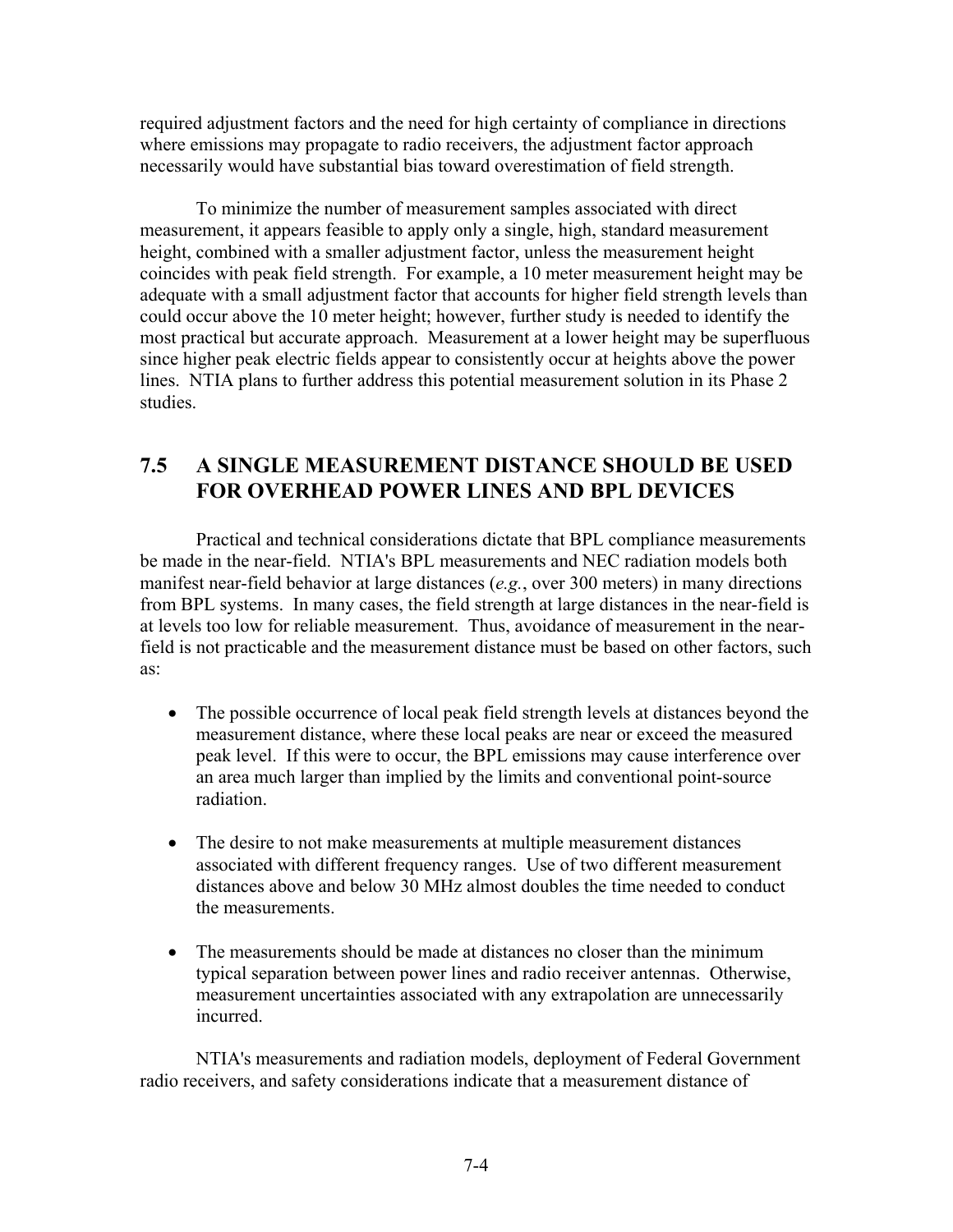required adjustment factors and the need for high certainty of compliance in directions where emissions may propagate to radio receivers, the adjustment factor approach necessarily would have substantial bias toward overestimation of field strength.

To minimize the number of measurement samples associated with direct measurement, it appears feasible to apply only a single, high, standard measurement height, combined with a smaller adjustment factor, unless the measurement height coincides with peak field strength. For example, a 10 meter measurement height may be adequate with a small adjustment factor that accounts for higher field strength levels than could occur above the 10 meter height; however, further study is needed to identify the most practical but accurate approach. Measurement at a lower height may be superfluous since higher peak electric fields appear to consistently occur at heights above the power lines. NTIA plans to further address this potential measurement solution in its Phase 2 studies.

## 7.5 A SINGLE MEASUREMENT DISTANCE SHOULD BE USED FOR OVERHEAD POWER LINES AND BPL DEVICES

Practical and technical considerations dictate that BPL compliance measurements be made in the near-field. NTIA's BPL measurements and NEC radiation models both manifest near-field behavior at large distances (*e.g.*, over 300 meters) in many directions from BPL systems. In many cases, the field strength at large distances in the near-field is at levels too low for reliable measurement. Thus, avoidance of measurement in the near-field is not practicable and the measurement distance must be based on other factors, such as:

- The possible occurrence of local peak field strength levels at distances beyond the measurement distance, where these local peaks are near or exceed the measured peak level. If this were to occur, the BPL emissions may cause interference over an area much larger than implied by the limits and conventional point-source radiation.

- The desire to not make measurements at multiple measurement distances associated with different frequency ranges. Use of two different measurement distances above and below 30 MHz almost doubles the time needed to conduct the measurements.

- The measurements should be made at distances no closer than the minimum typical separation between power lines and radio receiver antennas. Otherwise, measurement uncertainties associated with any extrapolation are unnecessarily incurred.

NTIA's measurements and radiation models, deployment of Federal Government radio receivers, and safety considerations indicate that a measurement distance of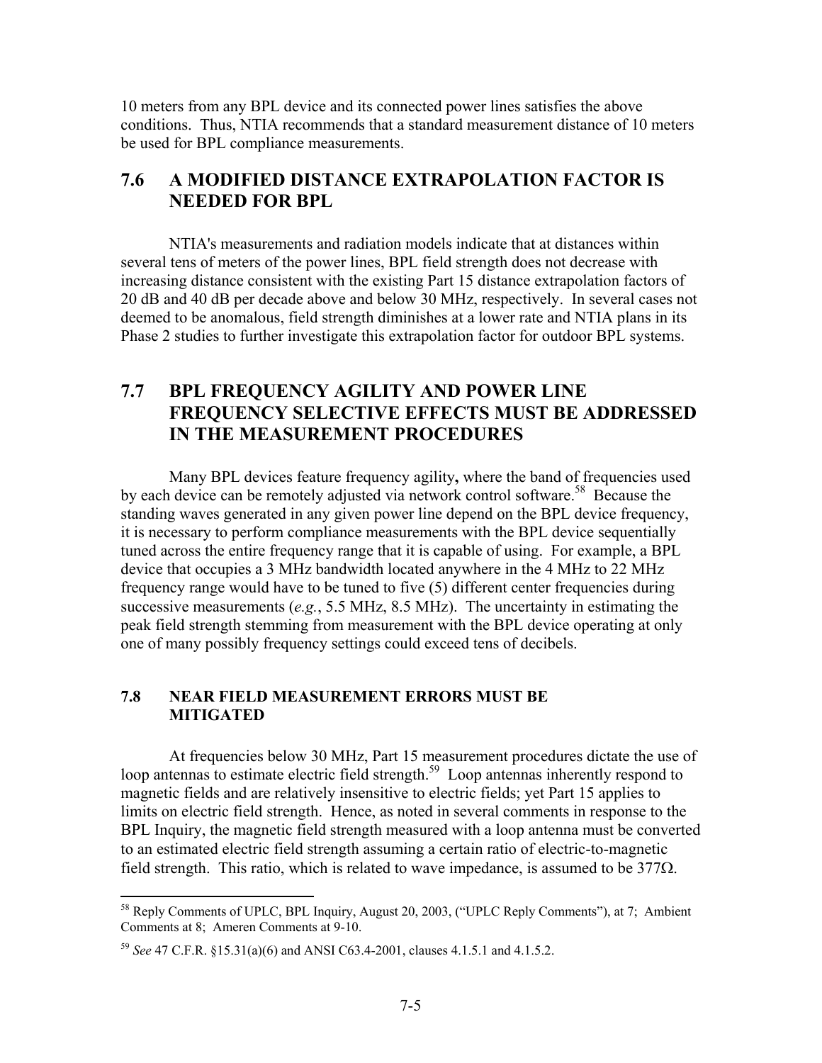10 meters from any BPL device and its connected power lines satisfies the above conditions. Thus, NTIA recommends that a standard measurement distance of 10 meters be used for BPL compliance measurements.

## 7.6 A MODIFIED DISTANCE EXTRAPOLATION FACTOR IS NEEDED FOR BPL

NTIA's measurements and radiation models indicate that at distances within several tens of meters of the power lines, BPL field strength does not decrease with increasing distance consistent with the existing Part 15 distance extrapolation factors of 20 dB and 40 dB per decade above and below 30 MHz, respectively. In several cases not deemed to be anomalous, field strength diminishes at a lower rate and NTIA plans in its Phase 2 studies to further investigate this extrapolation factor for outdoor BPL systems.

## 7.7 BPL FREQUENCY AGILITY AND POWER LINE FREQUENCY SELECTIVE EFFECTS MUST BE ADDRESSED IN THE MEASUREMENT PROCEDURES

Many BPL devices feature frequency agility**,** where the band of frequencies used by each device can be remotely adjusted via network control software.[58] Because the standing waves generated in any given power line depend on the BPL device frequency, it is necessary to perform compliance measurements with the BPL device sequentially tuned across the entire frequency range that it is capable of using. For example, a BPL device that occupies a 3 MHz bandwidth located anywhere in the 4 MHz to 22 MHz frequency range would have to be tuned to five (5) different center frequencies during successive measurements (*e.g.*, 5.5 MHz, 8.5 MHz). The uncertainty in estimating the peak field strength stemming from measurement with the BPL device operating at only one of many possibly frequency settings could exceed tens of decibels.

### 7.8 NEAR FIELD MEASUREMENT ERRORS MUST BE MITIGATED

At frequencies below 30 MHz, Part 15 measurement procedures dictate the use of loop antennas to estimate electric field strength.[59] Loop antennas inherently respond to magnetic fields and are relatively insensitive to electric fields; yet Part 15 applies to limits on electric field strength. Hence, as noted in several comments in response to the BPL Inquiry, the magnetic field strength measured with a loop antenna must be converted to an estimated electric field strength assuming a certain ratio of electric-to-magnetic field strength. This ratio, which is related to wave impedance, is assumed to be 377$\Omega$.

---

[58] Reply Comments of UPLC, BPL Inquiry, August 20, 2003, ("UPLC Reply Comments"), at 7; Ambient Comments at 8; Ameren Comments at 9-10.

[59] *See* 47 C.F.R. §15.31(a)(6) and ANSI C63.4-2001, clauses 4.1.5.1 and 4.1.5.2.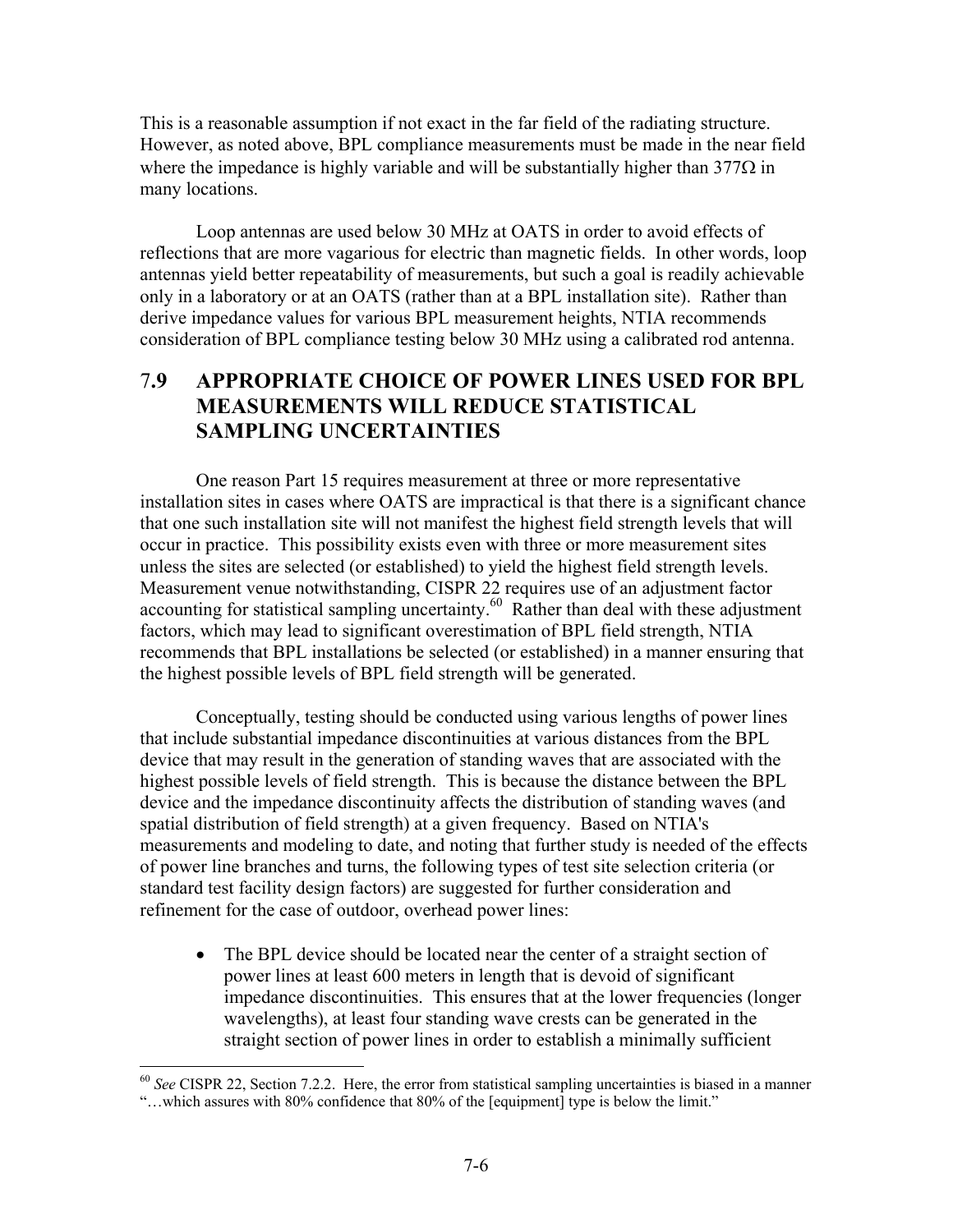This is a reasonable assumption if not exact in the far field of the radiating structure. However, as noted above, BPL compliance measurements must be made in the near field where the impedance is highly variable and will be substantially higher than 377Ω in many locations.

Loop antennas are used below 30 MHz at OATS in order to avoid effects of reflections that are more vagarious for electric than magnetic fields. In other words, loop antennas yield better repeatability of measurements, but such a goal is readily achievable only in a laboratory or at an OATS (rather than at a BPL installation site). Rather than derive impedance values for various BPL measurement heights, NTIA recommends consideration of BPL compliance testing below 30 MHz using a calibrated rod antenna.

## 7.9 APPROPRIATE CHOICE OF POWER LINES USED FOR BPL MEASUREMENTS WILL REDUCE STATISTICAL SAMPLING UNCERTAINTIES

One reason Part 15 requires measurement at three or more representative installation sites in cases where OATS are impractical is that there is a significant chance that one such installation site will not manifest the highest field strength levels that will occur in practice. This possibility exists even with three or more measurement sites unless the sites are selected (or established) to yield the highest field strength levels. Measurement venue notwithstanding, CISPR 22 requires use of an adjustment factor accounting for statistical sampling uncertainty.[60] Rather than deal with these adjustment factors, which may lead to significant overestimation of BPL field strength, NTIA recommends that BPL installations be selected (or established) in a manner ensuring that the highest possible levels of BPL field strength will be generated.

Conceptually, testing should be conducted using various lengths of power lines that include substantial impedance discontinuities at various distances from the BPL device that may result in the generation of standing waves that are associated with the highest possible levels of field strength. This is because the distance between the BPL device and the impedance discontinuity affects the distribution of standing waves (and spatial distribution of field strength) at a given frequency. Based on NTIA's measurements and modeling to date, and noting that further study is needed of the effects of power line branches and turns, the following types of test site selection criteria (or standard test facility design factors) are suggested for further consideration and refinement for the case of outdoor, overhead power lines:

- The BPL device should be located near the center of a straight section of power lines at least 600 meters in length that is devoid of significant impedance discontinuities. This ensures that at the lower frequencies (longer wavelengths), at least four standing wave crests can be generated in the straight section of power lines in order to establish a minimally sufficient

[60] *See* CISPR 22, Section 7.2.2. Here, the error from statistical sampling uncertainties is biased in a manner "…which assures with 80% confidence that 80% of the [equipment] type is below the limit."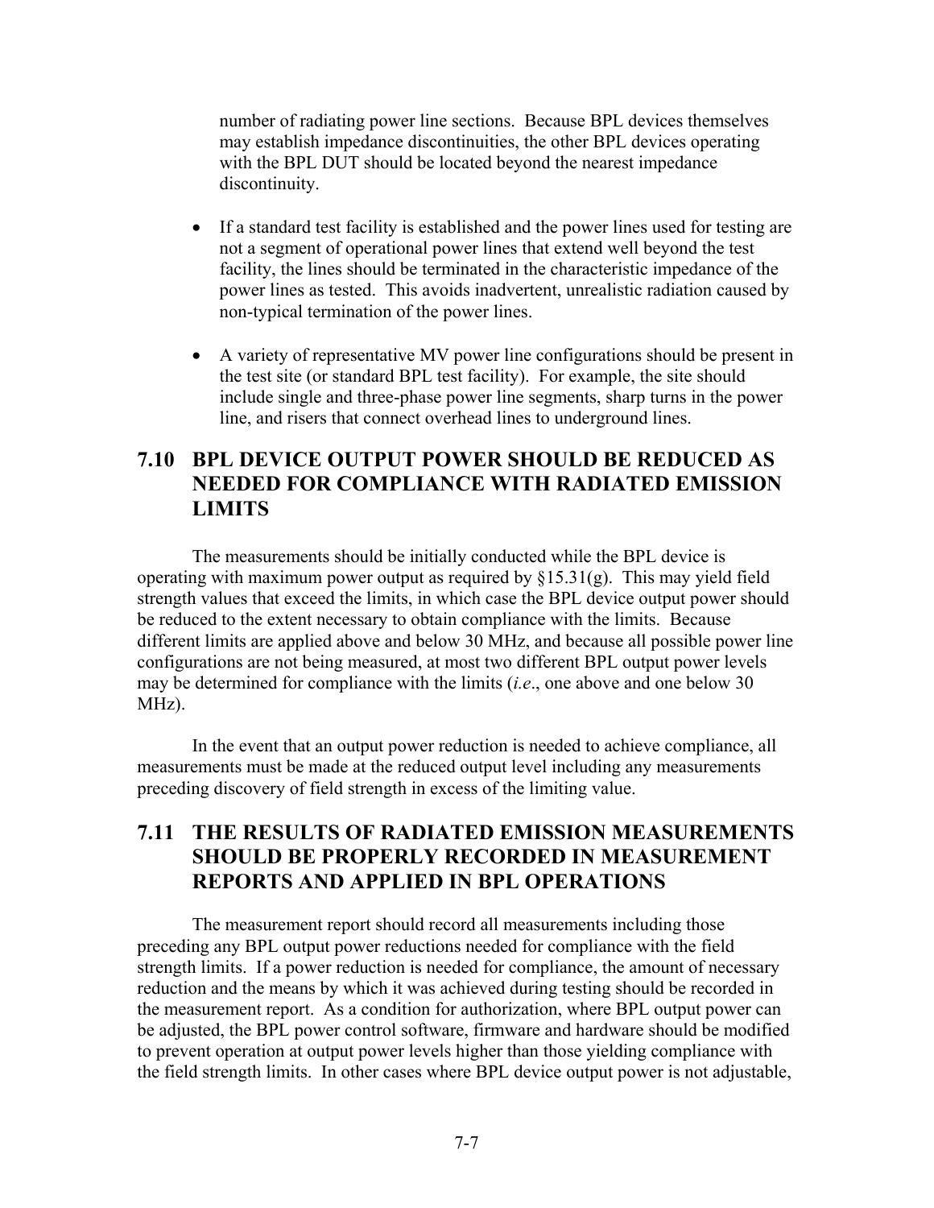number of radiating power line sections. Because BPL devices themselves may establish impedance discontinuities, the other BPL devices operating with the BPL DUT should be located beyond the nearest impedance discontinuity.

- If a standard test facility is established and the power lines used for testing are not a segment of operational power lines that extend well beyond the test facility, the lines should be terminated in the characteristic impedance of the power lines as tested. This avoids inadvertent, unrealistic radiation caused by non-typical termination of the power lines.

- A variety of representative MV power line configurations should be present in the test site (or standard BPL test facility). For example, the site should include single and three-phase power line segments, sharp turns in the power line, and risers that connect overhead lines to underground lines.

## 7.10 BPL DEVICE OUTPUT POWER SHOULD BE REDUCED AS NEEDED FOR COMPLIANCE WITH RADIATED EMISSION LIMITS

The measurements should be initially conducted while the BPL device is operating with maximum power output as required by §15.31(g). This may yield field strength values that exceed the limits, in which case the BPL device output power should be reduced to the extent necessary to obtain compliance with the limits. Because different limits are applied above and below 30 MHz, and because all possible power line configurations are not being measured, at most two different BPL output power levels may be determined for compliance with the limits (*i.e*., one above and one below 30 MHz).

In the event that an output power reduction is needed to achieve compliance, all measurements must be made at the reduced output level including any measurements preceding discovery of field strength in excess of the limiting value.

## 7.11 THE RESULTS OF RADIATED EMISSION MEASUREMENTS SHOULD BE PROPERLY RECORDED IN MEASUREMENT REPORTS AND APPLIED IN BPL OPERATIONS

The measurement report should record all measurements including those preceding any BPL output power reductions needed for compliance with the field strength limits. If a power reduction is needed for compliance, the amount of necessary reduction and the means by which it was achieved during testing should be recorded in the measurement report. As a condition for authorization, where BPL output power can be adjusted, the BPL power control software, firmware and hardware should be modified to prevent operation at output power levels higher than those yielding compliance with the field strength limits. In other cases where BPL device output power is not adjustable,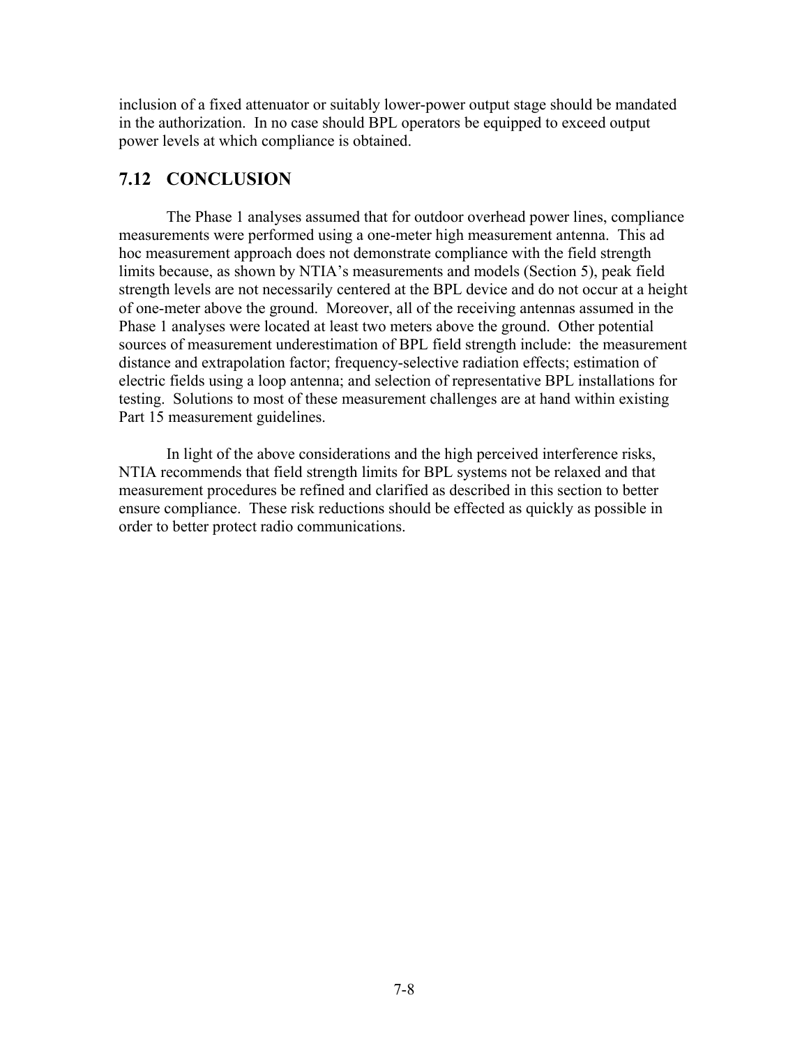inclusion of a fixed attenuator or suitably lower-power output stage should be mandated in the authorization. In no case should BPL operators be equipped to exceed output power levels at which compliance is obtained.

## 7.12 CONCLUSION

The Phase 1 analyses assumed that for outdoor overhead power lines, compliance measurements were performed using a one-meter high measurement antenna. This ad hoc measurement approach does not demonstrate compliance with the field strength limits because, as shown by NTIA's measurements and models (Section 5), peak field strength levels are not necessarily centered at the BPL device and do not occur at a height of one-meter above the ground. Moreover, all of the receiving antennas assumed in the Phase 1 analyses were located at least two meters above the ground. Other potential sources of measurement underestimation of BPL field strength include: the measurement distance and extrapolation factor; frequency-selective radiation effects; estimation of electric fields using a loop antenna; and selection of representative BPL installations for testing. Solutions to most of these measurement challenges are at hand within existing Part 15 measurement guidelines.

In light of the above considerations and the high perceived interference risks, NTIA recommends that field strength limits for BPL systems not be relaxed and that measurement procedures be refined and clarified as described in this section to better ensure compliance. These risk reductions should be effected as quickly as possible in order to better protect radio communications.